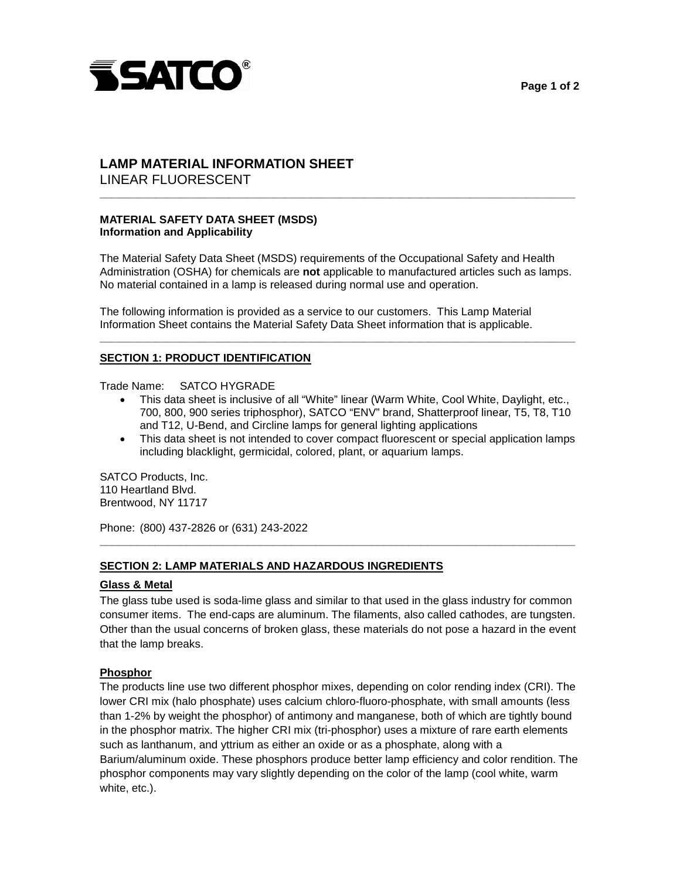# LAMP MATERIAL INFORMATION SHEET

LINEAR FLUORESCENT

---

**MATERIAL SAFETY DATA SHEET (MSDS)**
**Information and Applicability**

The Material Safety Data Sheet (MSDS) requirements of the Occupational Safety and Health Administration (OSHA) for chemicals are **not** applicable to manufactured articles such as lamps. No material contained in a lamp is released during normal use and operation.

The following information is provided as a service to our customers. This Lamp Material Information Sheet contains the Material Safety Data Sheet information that is applicable.

---

## SECTION 1: PRODUCT IDENTIFICATION

Trade Name: SATCO HYGRADE

- This data sheet is inclusive of all "White" linear (Warm White, Cool White, Daylight, etc., 700, 800, 900 series triphosphor), SATCO "ENV" brand, Shatterproof linear, T5, T8, T10 and T12, U-Bend, and Circline lamps for general lighting applications
- This data sheet is not intended to cover compact fluorescent or special application lamps including blacklight, germicidal, colored, plant, or aquarium lamps.

SATCO Products, Inc.
110 Heartland Blvd.
Brentwood, NY 11717

Phone: (800) 437-2826 or (631) 243-2022

---

## SECTION 2: LAMP MATERIALS AND HAZARDOUS INGREDIENTS

### Glass & Metal

The glass tube used is soda-lime glass and similar to that used in the glass industry for common consumer items. The end-caps are aluminum. The filaments, also called cathodes, are tungsten. Other than the usual concerns of broken glass, these materials do not pose a hazard in the event that the lamp breaks.

### Phosphor

The products line use two different phosphor mixes, depending on color rending index (CRI). The lower CRI mix (halo phosphate) uses calcium chloro-fluoro-phosphate, with small amounts (less than 1-2% by weight the phosphor) of antimony and manganese, both of which are tightly bound in the phosphor matrix. The higher CRI mix (tri-phosphor) uses a mixture of rare earth elements such as lanthanum, and yttrium as either an oxide or as a phosphate, along with a Barium/aluminum oxide. These phosphors produce better lamp efficiency and color rendition. The phosphor components may vary slightly depending on the color of the lamp (cool white, warm white, etc.).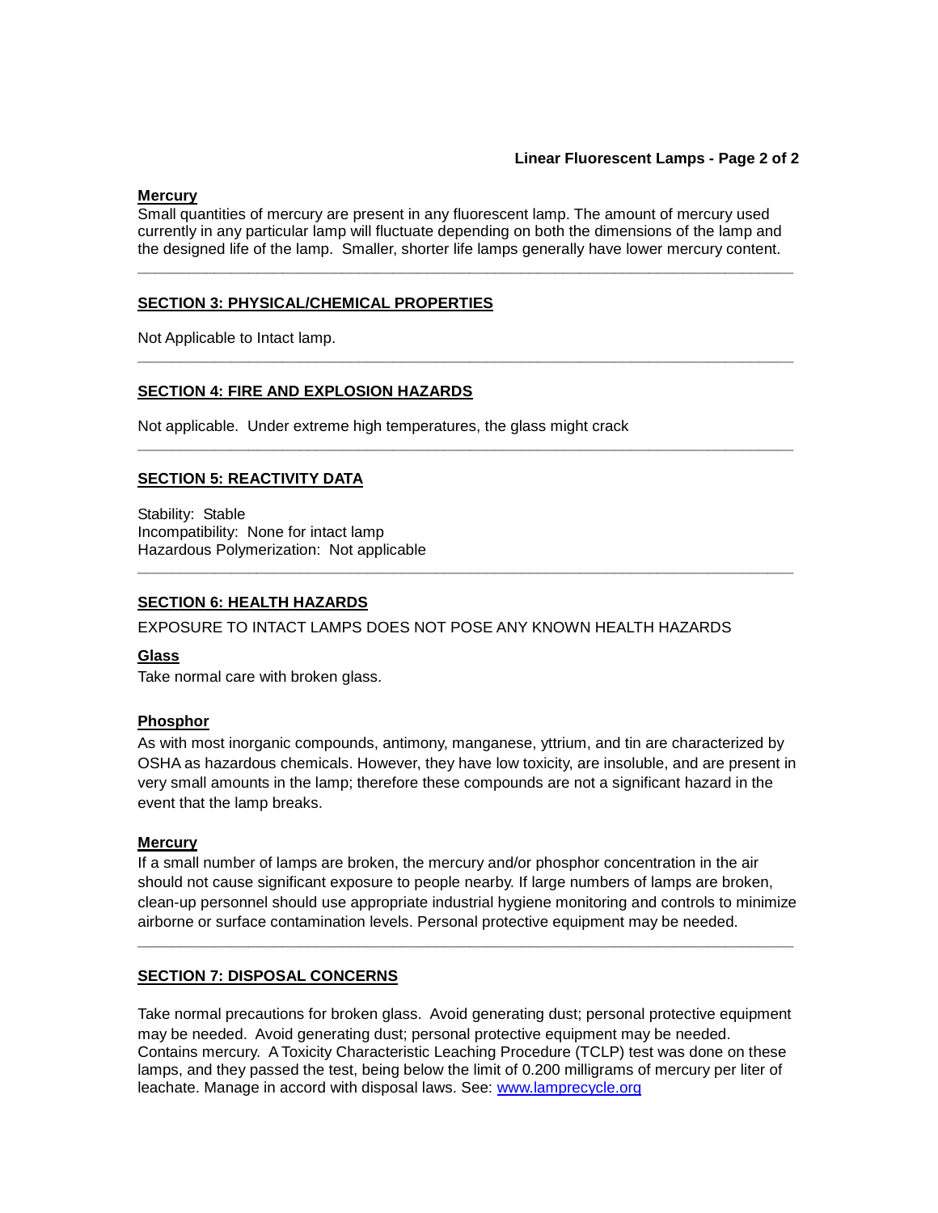### Mercury

Small quantities of mercury are present in any fluorescent lamp. The amount of mercury used currently in any particular lamp will fluctuate depending on both the dimensions of the lamp and the designed life of the lamp. Smaller, shorter life lamps generally have lower mercury content.

---

## SECTION 3: PHYSICAL/CHEMICAL PROPERTIES

Not Applicable to Intact lamp.

---

## SECTION 4: FIRE AND EXPLOSION HAZARDS

Not applicable. Under extreme high temperatures, the glass might crack

---

## SECTION 5: REACTIVITY DATA

Stability: Stable
Incompatibility: None for intact lamp
Hazardous Polymerization: Not applicable

---

## SECTION 6: HEALTH HAZARDS

EXPOSURE TO INTACT LAMPS DOES NOT POSE ANY KNOWN HEALTH HAZARDS

### Glass

Take normal care with broken glass.

### Phosphor

As with most inorganic compounds, antimony, manganese, yttrium, and tin are characterized by OSHA as hazardous chemicals. However, they have low toxicity, are insoluble, and are present in very small amounts in the lamp; therefore these compounds are not a significant hazard in the event that the lamp breaks.

### Mercury

If a small number of lamps are broken, the mercury and/or phosphor concentration in the air should not cause significant exposure to people nearby. If large numbers of lamps are broken, clean-up personnel should use appropriate industrial hygiene monitoring and controls to minimize airborne or surface contamination levels. Personal protective equipment may be needed.

---

## SECTION 7: DISPOSAL CONCERNS

Take normal precautions for broken glass. Avoid generating dust; personal protective equipment may be needed. Avoid generating dust; personal protective equipment may be needed. Contains mercury. A Toxicity Characteristic Leaching Procedure (TCLP) test was done on these lamps, and they passed the test, being below the limit of 0.200 milligrams of mercury per liter of leachate. Manage in accord with disposal laws. See: [www.lamprecycle.org](http://www.lamprecycle.org)